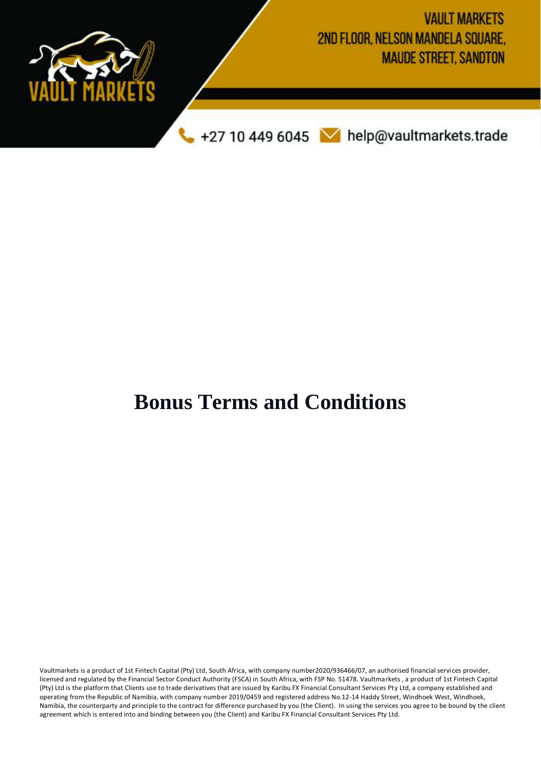VAULT MARKETS
2ND FLOOR, NELSON MANDELA SQUARE,
MAUDE STREET, SANDTON

+27 10 449 6045 help@vaultmarkets.trade

# Bonus Terms and Conditions

Vaultmarkets is a product of 1st Fintech Capital (Pty) Ltd, South Africa, with company number2020/936466/07, an authorised financial services provider, licensed and regulated by the Financial Sector Conduct Authority (FSCA) in South Africa, with FSP No. 51478. Vaultmarkets , a product of 1st Fintech Capital (Pty) Ltd is the platform that Clients use to trade derivatives that are issued by Karibu FX Financial Consultant Services Pty Ltd, a company established and operating from the Republic of Namibia, with company number 2019/0459 and registered address No.12-14 Haddy Street, Windhoek West, Windhoek, Namibia, the counterparty and principle to the contract for difference purchased by you (the Client). In using the services you agree to be bound by the client agreement which is entered into and binding between you (the Client) and Karibu FX Financial Consultant Services Pty Ltd.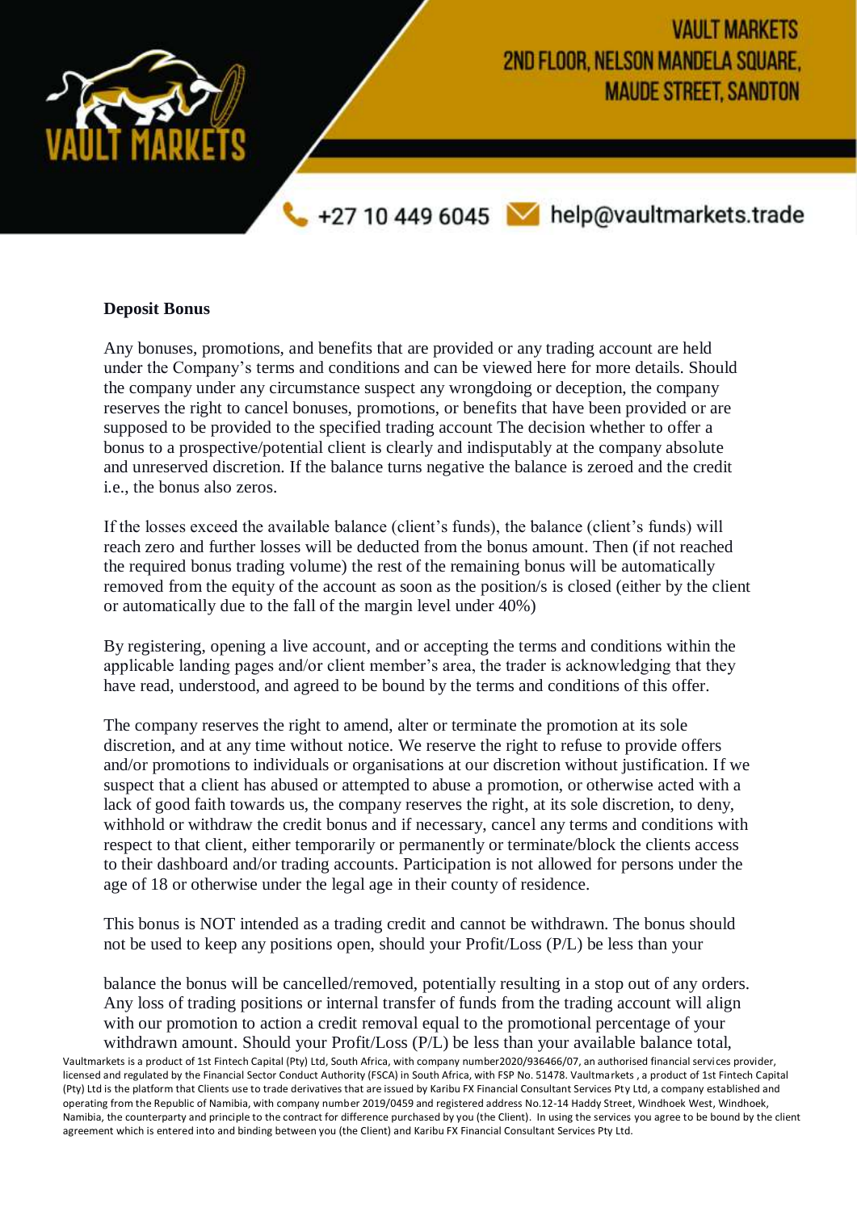**Deposit Bonus**

Any bonuses, promotions, and benefits that are provided or any trading account are held under the Company's terms and conditions and can be viewed here for more details. Should the company under any circumstance suspect any wrongdoing or deception, the company reserves the right to cancel bonuses, promotions, or benefits that have been provided or are supposed to be provided to the specified trading account The decision whether to offer a bonus to a prospective/potential client is clearly and indisputably at the company absolute and unreserved discretion. If the balance turns negative the balance is zeroed and the credit i.e., the bonus also zeros.

If the losses exceed the available balance (client's funds), the balance (client's funds) will reach zero and further losses will be deducted from the bonus amount. Then (if not reached the required bonus trading volume) the rest of the remaining bonus will be automatically removed from the equity of the account as soon as the position/s is closed (either by the client or automatically due to the fall of the margin level under 40%)

By registering, opening a live account, and or accepting the terms and conditions within the applicable landing pages and/or client member's area, the trader is acknowledging that they have read, understood, and agreed to be bound by the terms and conditions of this offer.

The company reserves the right to amend, alter or terminate the promotion at its sole discretion, and at any time without notice. We reserve the right to refuse to provide offers and/or promotions to individuals or organisations at our discretion without justification. If we suspect that a client has abused or attempted to abuse a promotion, or otherwise acted with a lack of good faith towards us, the company reserves the right, at its sole discretion, to deny, withhold or withdraw the credit bonus and if necessary, cancel any terms and conditions with respect to that client, either temporarily or permanently or terminate/block the clients access to their dashboard and/or trading accounts. Participation is not allowed for persons under the age of 18 or otherwise under the legal age in their county of residence.

This bonus is NOT intended as a trading credit and cannot be withdrawn. The bonus should not be used to keep any positions open, should your Profit/Loss (P/L) be less than your balance the bonus will be cancelled/removed, potentially resulting in a stop out of any orders. Any loss of trading positions or internal transfer of funds from the trading account will align with our promotion to action a credit removal equal to the promotional percentage of your withdrawn amount. Should your Profit/Loss (P/L) be less than your available balance total,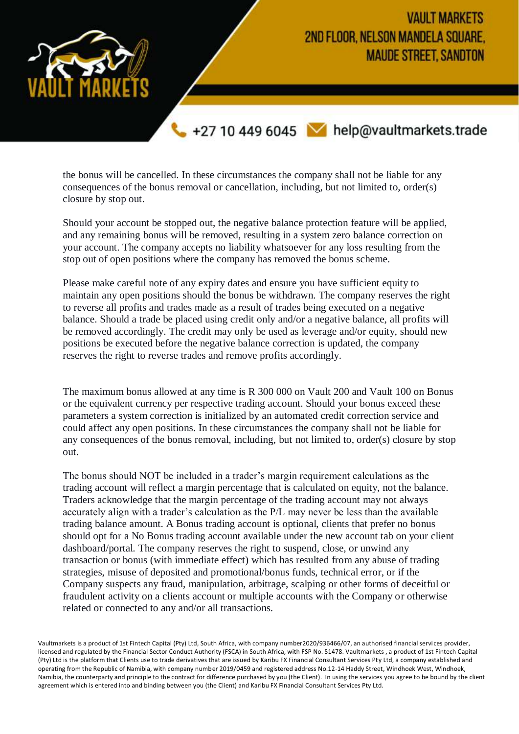the bonus will be cancelled. In these circumstances the company shall not be liable for any consequences of the bonus removal or cancellation, including, but not limited to, order(s) closure by stop out.

Should your account be stopped out, the negative balance protection feature will be applied, and any remaining bonus will be removed, resulting in a system zero balance correction on your account. The company accepts no liability whatsoever for any loss resulting from the stop out of open positions where the company has removed the bonus scheme.

Please make careful note of any expiry dates and ensure you have sufficient equity to maintain any open positions should the bonus be withdrawn. The company reserves the right to reverse all profits and trades made as a result of trades being executed on a negative balance. Should a trade be placed using credit only and/or a negative balance, all profits will be removed accordingly. The credit may only be used as leverage and/or equity, should new positions be executed before the negative balance correction is updated, the company reserves the right to reverse trades and remove profits accordingly.

The maximum bonus allowed at any time is R 300 000 on Vault 200 and Vault 100 on Bonus or the equivalent currency per respective trading account. Should your bonus exceed these parameters a system correction is initialized by an automated credit correction service and could affect any open positions. In these circumstances the company shall not be liable for any consequences of the bonus removal, including, but not limited to, order(s) closure by stop out.

The bonus should NOT be included in a trader's margin requirement calculations as the trading account will reflect a margin percentage that is calculated on equity, not the balance. Traders acknowledge that the margin percentage of the trading account may not always accurately align with a trader's calculation as the P/L may never be less than the available trading balance amount. A Bonus trading account is optional, clients that prefer no bonus should opt for a No Bonus trading account available under the new account tab on your client dashboard/portal. The company reserves the right to suspend, close, or unwind any transaction or bonus (with immediate effect) which has resulted from any abuse of trading strategies, misuse of deposited and promotional/bonus funds, technical error, or if the Company suspects any fraud, manipulation, arbitrage, scalping or other forms of deceitful or fraudulent activity on a clients account or multiple accounts with the Company or otherwise related or connected to any and/or all transactions.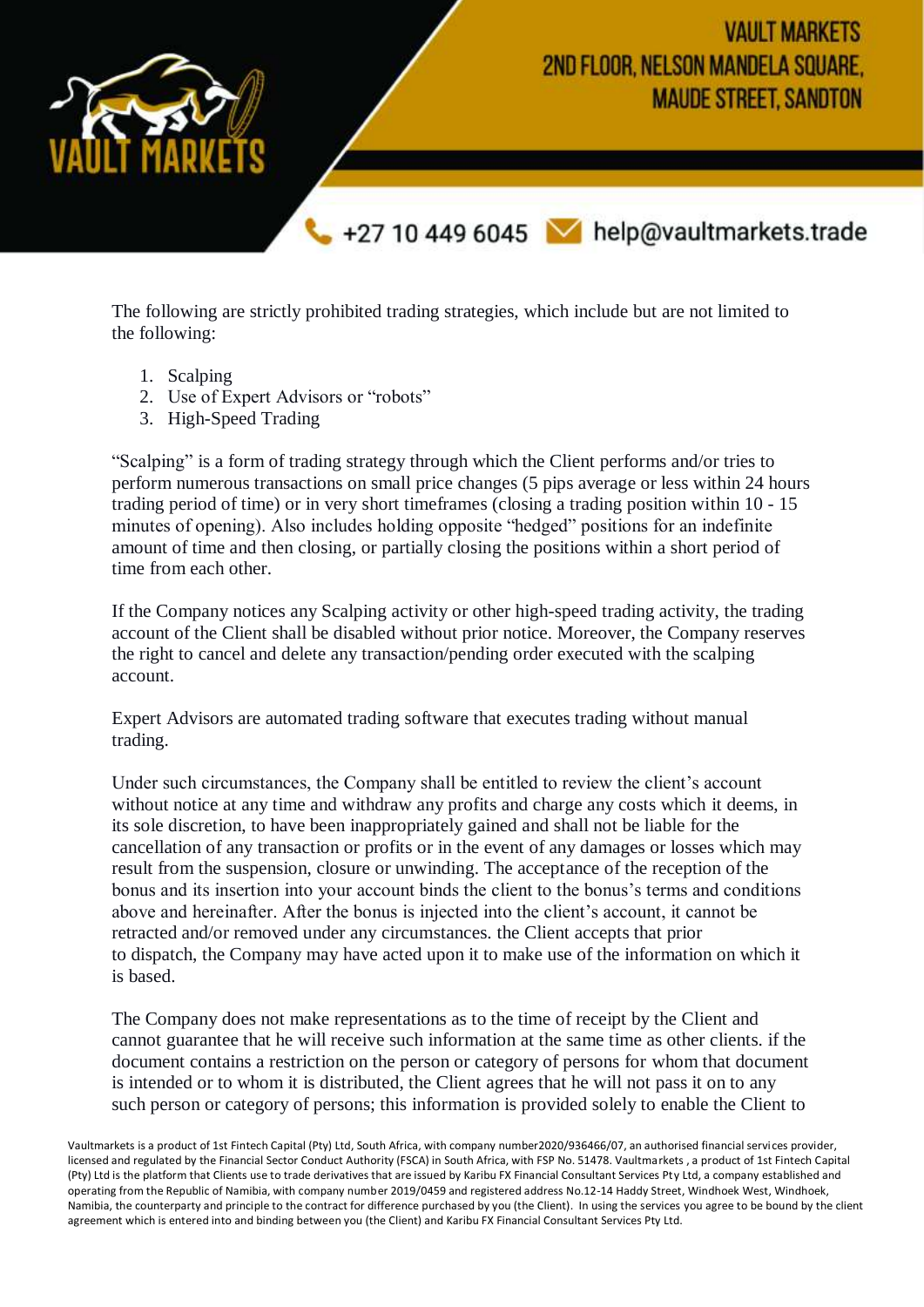The following are strictly prohibited trading strategies, which include but are not limited to the following:

1. Scalping
2. Use of Expert Advisors or "robots"
3. High-Speed Trading

"Scalping" is a form of trading strategy through which the Client performs and/or tries to perform numerous transactions on small price changes (5 pips average or less within 24 hours trading period of time) or in very short timeframes (closing a trading position within 10 - 15 minutes of opening). Also includes holding opposite "hedged" positions for an indefinite amount of time and then closing, or partially closing the positions within a short period of time from each other.

If the Company notices any Scalping activity or other high-speed trading activity, the trading account of the Client shall be disabled without prior notice. Moreover, the Company reserves the right to cancel and delete any transaction/pending order executed with the scalping account.

Expert Advisors are automated trading software that executes trading without manual trading.

Under such circumstances, the Company shall be entitled to review the client's account without notice at any time and withdraw any profits and charge any costs which it deems, in its sole discretion, to have been inappropriately gained and shall not be liable for the cancellation of any transaction or profits or in the event of any damages or losses which may result from the suspension, closure or unwinding. The acceptance of the reception of the bonus and its insertion into your account binds the client to the bonus's terms and conditions above and hereinafter. After the bonus is injected into the client's account, it cannot be retracted and/or removed under any circumstances. the Client accepts that prior to dispatch, the Company may have acted upon it to make use of the information on which it is based.

The Company does not make representations as to the time of receipt by the Client and cannot guarantee that he will receive such information at the same time as other clients. if the document contains a restriction on the person or category of persons for whom that document is intended or to whom it is distributed, the Client agrees that he will not pass it on to any such person or category of persons; this information is provided solely to enable the Client to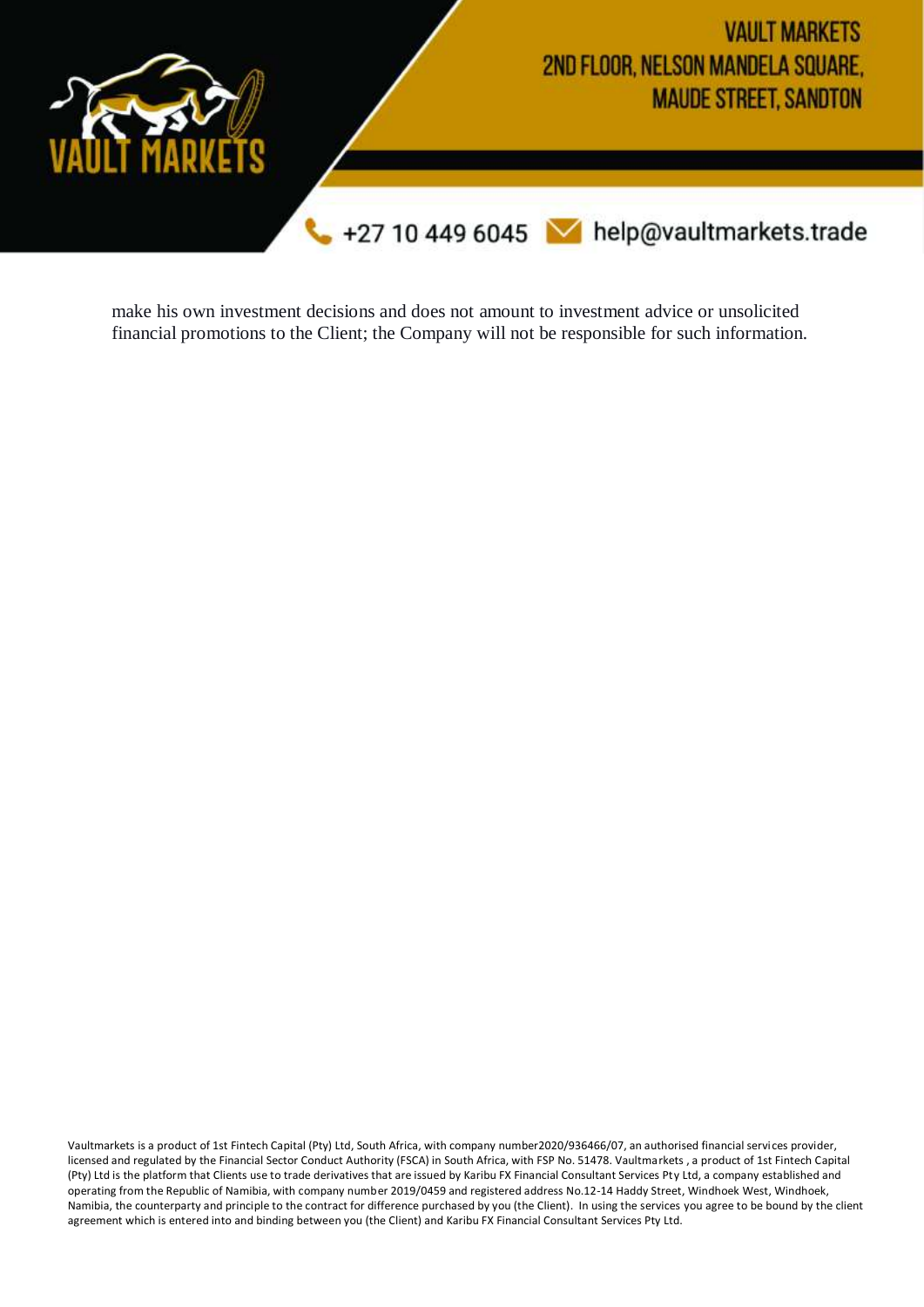make his own investment decisions and does not amount to investment advice or unsolicited financial promotions to the Client; the Company will not be responsible for such information.